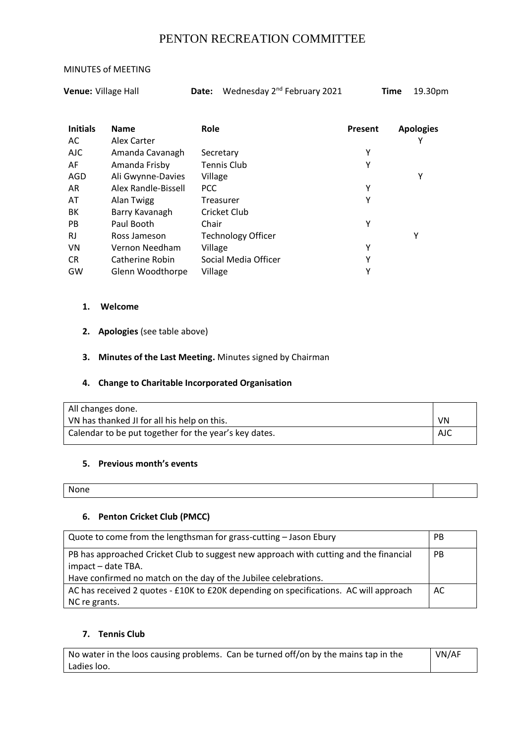# PENTON RECREATION COMMITTEE

MINUTES of MEETING

**Venue:** Village Hall **Date:** Wednesday 2nd February 2021 **Time** 19.30pm

| Initials | Name | Role | Present | Apologies |
|---|---|---|---|---|
| AC | Alex Carter | | | Y |
| AJC | Amanda Cavanagh | Secretary | Y | |
| AF | Amanda Frisby | Tennis Club | Y | |
| AGD | Ali Gwynne-Davies | Village | | Y |
| AR | Alex Randle-Bissell | PCC | Y | |
| AT | Alan Twigg | Treasurer | Y | |
| BK | Barry Kavanagh | Cricket Club | | |
| PB | Paul Booth | Chair | Y | |
| RJ | Ross Jameson | Technology Officer | | Y |
| VN | Vernon Needham | Village | Y | |
| CR | Catherine Robin | Social Media Officer | Y | |
| GW | Glenn Woodthorpe | Village | Y | |

1. **Welcome**
2. **Apologies** (see table above)
3. **Minutes of the Last Meeting.** Minutes signed by Chairman
4. **Change to Charitable Incorporated Organisation**

| | |
|---|---|
| All changes done.<br>VN has thanked JI for all his help on this. | VN |
| Calendar to be put together for the year's key dates. | AJC |

5. **Previous month's events**

| | |
|---|---|
| None | |

6. **Penton Cricket Club (PMCC)**

| | |
|---|---|
| Quote to come from the lengthsman for grass-cutting – Jason Ebury | PB |
| PB has approached Cricket Club to suggest new approach with cutting and the financial impact – date TBA.<br>Have confirmed no match on the day of the Jubilee celebrations. | PB |
| AC has received 2 quotes - £10K to £20K depending on specifications. AC will approach NC re grants. | AC |

7. **Tennis Club**

| | |
|---|---|
| No water in the loos causing problems. Can be turned off/on by the mains tap in the Ladies loo. | VN/AF |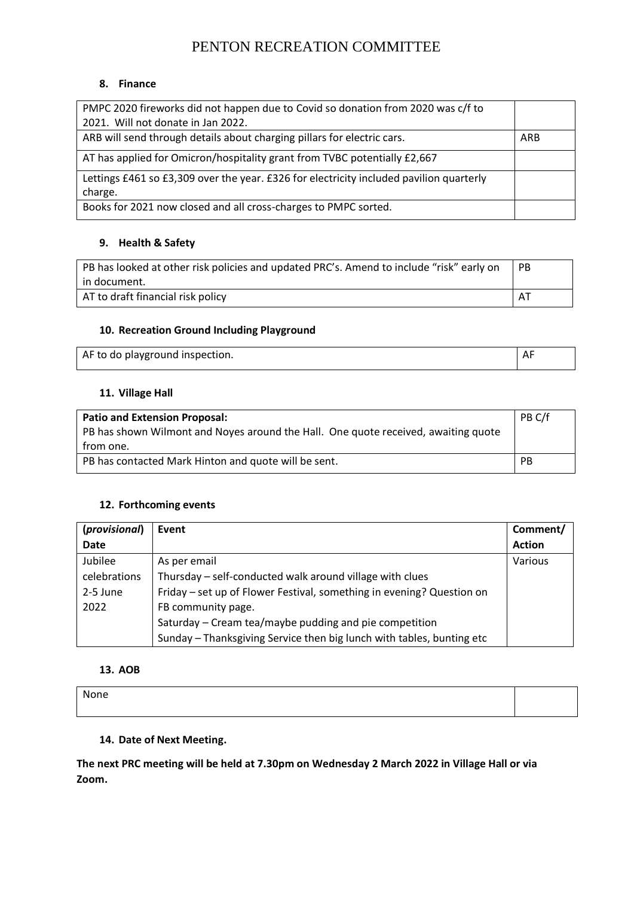# PENTON RECREATION COMMITTEE

## 8. Finance

| | |
|---|---|
| PMPC 2020 fireworks did not happen due to Covid so donation from 2020 was c/f to 2021. Will not donate in Jan 2022. | |
| ARB will send through details about charging pillars for electric cars. | ARB |
| AT has applied for Omicron/hospitality grant from TVBC potentially £2,667 | |
| Lettings £461 so £3,309 over the year. £326 for electricity included pavilion quarterly charge. | |
| Books for 2021 now closed and all cross-charges to PMPC sorted. | |

## 9. Health & Safety

| | |
|---|---|
| PB has looked at other risk policies and updated PRC's. Amend to include "risk" early on in document. | PB |
| AT to draft financial risk policy | AT |

## 10. Recreation Ground Including Playground

| | |
|---|---|
| AF to do playground inspection. | AF |

## 11. Village Hall

| | |
|---|---|
| **Patio and Extension Proposal:** PB has shown Wilmont and Noyes around the Hall. One quote received, awaiting quote from one. | PB C/f |
| PB has contacted Mark Hinton and quote will be sent. | PB |

## 12. Forthcoming events

| (*provisional*) Date | Event | Comment/ Action |
|---|---|---|
| Jubilee celebrations 2-5 June 2022 | As per email<br>Thursday – self-conducted walk around village with clues<br>Friday – set up of Flower Festival, something in evening? Question on FB community page.<br>Saturday – Cream tea/maybe pudding and pie competition<br>Sunday – Thanksgiving Service then big lunch with tables, bunting etc | Various |

## 13. AOB

| | |
|---|---|
| None | |

## 14. Date of Next Meeting.

**The next PRC meeting will be held at 7.30pm on Wednesday 2 March 2022 in Village Hall or via Zoom.**